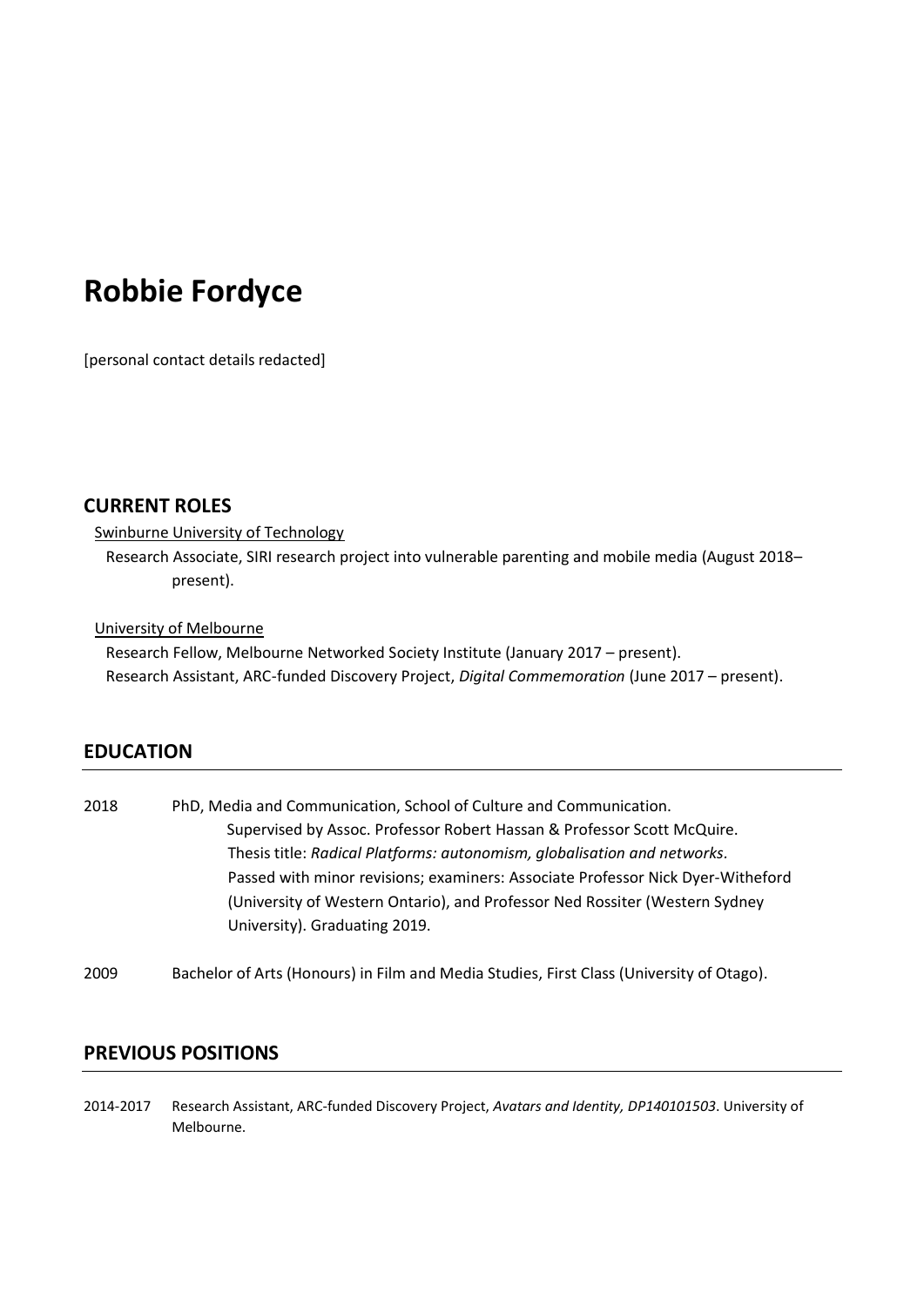# Robbie Fordyce

[personal contact details redacted]

## CURRENT ROLES

Swinburne University of Technology

Research Associate, SIRI research project into vulnerable parenting and mobile media (August 2018–present).

University of Melbourne

Research Fellow, Melbourne Networked Society Institute (January 2017 – present).

Research Assistant, ARC-funded Discovery Project, *Digital Commemoration* (June 2017 – present).

## EDUCATION

2018 PhD, Media and Communication, School of Culture and Communication.
Supervised by Assoc. Professor Robert Hassan & Professor Scott McQuire.
Thesis title: *Radical Platforms: autonomism, globalisation and networks*.
Passed with minor revisions; examiners: Associate Professor Nick Dyer-Witheford (University of Western Ontario), and Professor Ned Rossiter (Western Sydney University). Graduating 2019.

2009 Bachelor of Arts (Honours) in Film and Media Studies, First Class (University of Otago).

## PREVIOUS POSITIONS

2014-2017 Research Assistant, ARC-funded Discovery Project, *Avatars and Identity, DP140101503*. University of Melbourne.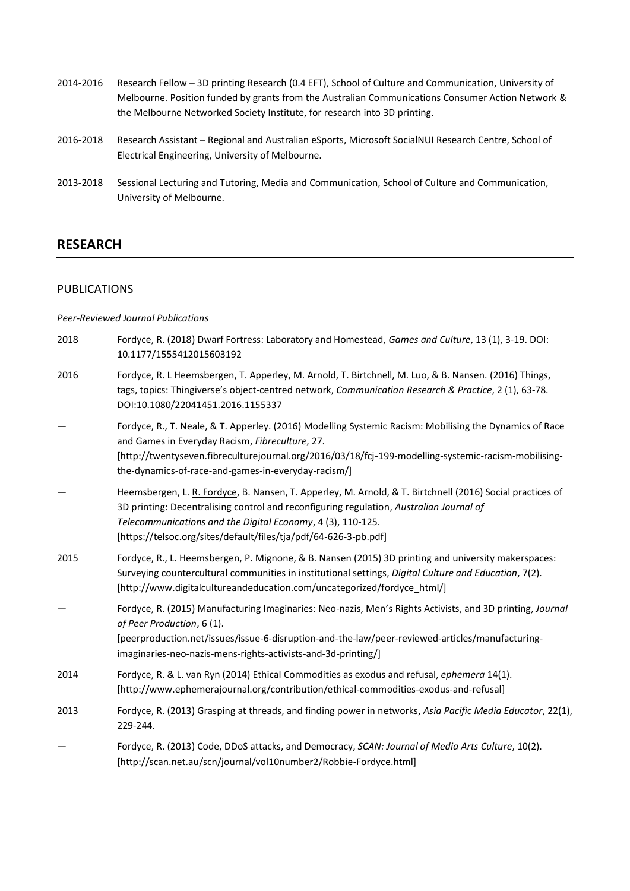2014-2016 Research Fellow – 3D printing Research (0.4 EFT), School of Culture and Communication, University of Melbourne. Position funded by grants from the Australian Communications Consumer Action Network & the Melbourne Networked Society Institute, for research into 3D printing.

2016-2018 Research Assistant – Regional and Australian eSports, Microsoft SocialNUI Research Centre, School of Electrical Engineering, University of Melbourne.

2013-2018 Sessional Lecturing and Tutoring, Media and Communication, School of Culture and Communication, University of Melbourne.

## RESEARCH

### PUBLICATIONS

*Peer-Reviewed Journal Publications*

2018 Fordyce, R. (2018) Dwarf Fortress: Laboratory and Homestead, *Games and Culture*, 13 (1), 3-19. DOI: 10.1177/1555412015603192

2016 Fordyce, R. L Heemsbergen, T. Apperley, M. Arnold, T. Birtchnell, M. Luo, & B. Nansen. (2016) Things, tags, topics: Thingiverse's object-centred network, *Communication Research & Practice*, 2 (1), 63-78. DOI:10.1080/22041451.2016.1155337

— Fordyce, R., T. Neale, & T. Apperley. (2016) Modelling Systemic Racism: Mobilising the Dynamics of Race and Games in Everyday Racism, *Fibreculture*, 27. [http://twentyseven.fibreculturejournal.org/2016/03/18/fcj-199-modelling-systemic-racism-mobilising-the-dynamics-of-race-and-games-in-everyday-racism/]

— Heemsbergen, L. R. Fordyce, B. Nansen, T. Apperley, M. Arnold, & T. Birtchnell (2016) Social practices of 3D printing: Decentralising control and reconfiguring regulation, *Australian Journal of Telecommunications and the Digital Economy*, 4 (3), 110-125. [https://telsoc.org/sites/default/files/tja/pdf/64-626-3-pb.pdf]

2015 Fordyce, R., L. Heemsbergen, P. Mignone, & B. Nansen (2015) 3D printing and university makerspaces: Surveying countercultural communities in institutional settings, *Digital Culture and Education*, 7(2). [http://www.digitalcultureandeducation.com/uncategorized/fordyce_html/]

— Fordyce, R. (2015) Manufacturing Imaginaries: Neo-nazis, Men's Rights Activists, and 3D printing, *Journal of Peer Production*, 6 (1). [peerproduction.net/issues/issue-6-disruption-and-the-law/peer-reviewed-articles/manufacturing-imaginaries-neo-nazis-mens-rights-activists-and-3d-printing/]

2014 Fordyce, R. & L. van Ryn (2014) Ethical Commodities as exodus and refusal, *ephemera* 14(1). [http://www.ephemerajournal.org/contribution/ethical-commodities-exodus-and-refusal]

2013 Fordyce, R. (2013) Grasping at threads, and finding power in networks, *Asia Pacific Media Educator*, 22(1), 229-244.

— Fordyce, R. (2013) Code, DDoS attacks, and Democracy, *SCAN: Journal of Media Arts Culture*, 10(2). [http://scan.net.au/scn/journal/vol10number2/Robbie-Fordyce.html]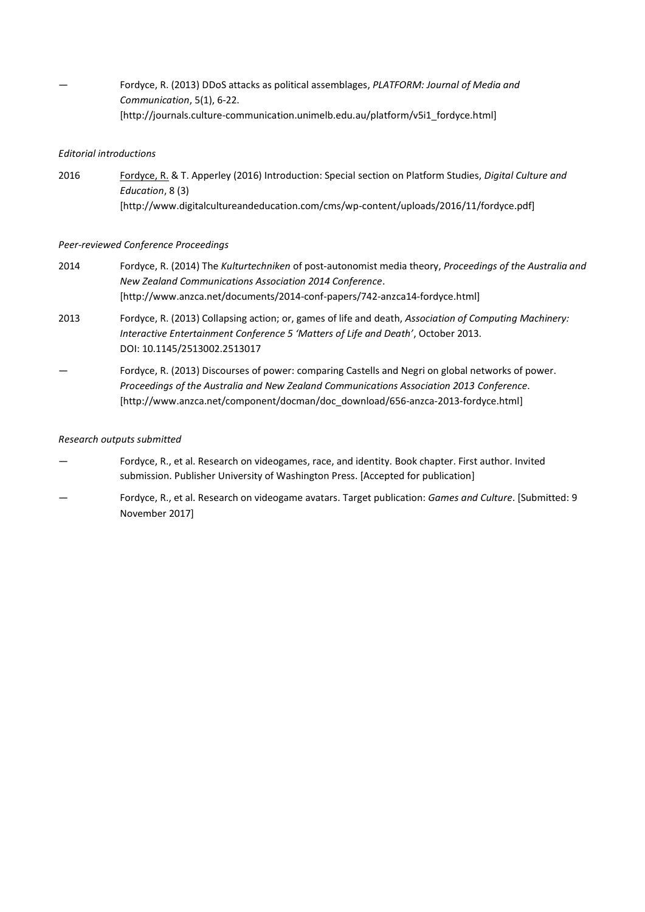— Fordyce, R. (2013) DDoS attacks as political assemblages, *PLATFORM: Journal of Media and Communication*, 5(1), 6-22. [http://journals.culture-communication.unimelb.edu.au/platform/v5i1_fordyce.html]

*Editorial introductions*

2016 Fordyce, R. & T. Apperley (2016) Introduction: Special section on Platform Studies, *Digital Culture and Education*, 8 (3) [http://www.digitalcultureandeducation.com/cms/wp-content/uploads/2016/11/fordyce.pdf]

*Peer-reviewed Conference Proceedings*

2014 Fordyce, R. (2014) The *Kulturtechniken* of post-autonomist media theory, *Proceedings of the Australia and New Zealand Communications Association 2014 Conference*. [http://www.anzca.net/documents/2014-conf-papers/742-anzca14-fordyce.html]

2013 Fordyce, R. (2013) Collapsing action; or, games of life and death, *Association of Computing Machinery: Interactive Entertainment Conference 5 'Matters of Life and Death'*, October 2013. DOI: 10.1145/2513002.2513017

— Fordyce, R. (2013) Discourses of power: comparing Castells and Negri on global networks of power. *Proceedings of the Australia and New Zealand Communications Association 2013 Conference*. [http://www.anzca.net/component/docman/doc_download/656-anzca-2013-fordyce.html]

*Research outputs submitted*

— Fordyce, R., et al. Research on videogames, race, and identity. Book chapter. First author. Invited submission. Publisher University of Washington Press. [Accepted for publication]

— Fordyce, R., et al. Research on videogame avatars. Target publication: *Games and Culture*. [Submitted: 9 November 2017]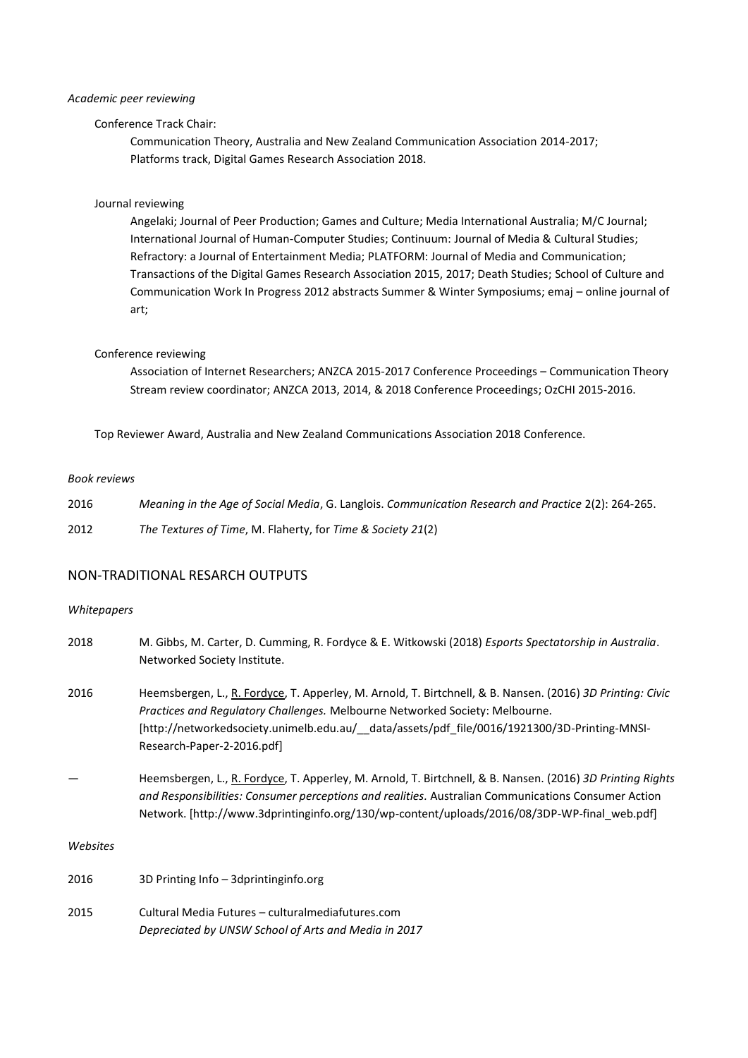*Academic peer reviewing*

Conference Track Chair:

Communication Theory, Australia and New Zealand Communication Association 2014-2017;
Platforms track, Digital Games Research Association 2018.

Journal reviewing

Angelaki; Journal of Peer Production; Games and Culture; Media International Australia; M/C Journal; International Journal of Human-Computer Studies; Continuum: Journal of Media & Cultural Studies; Refractory: a Journal of Entertainment Media; PLATFORM: Journal of Media and Communication; Transactions of the Digital Games Research Association 2015, 2017; Death Studies; School of Culture and Communication Work In Progress 2012 abstracts Summer & Winter Symposiums; emaj – online journal of art;

Conference reviewing

Association of Internet Researchers; ANZCA 2015-2017 Conference Proceedings – Communication Theory Stream review coordinator; ANZCA 2013, 2014, & 2018 Conference Proceedings; OzCHI 2015-2016.

Top Reviewer Award, Australia and New Zealand Communications Association 2018 Conference.

*Book reviews*

2016 *Meaning in the Age of Social Media*, G. Langlois. *Communication Research and Practice* 2(2): 264-265.

2012 *The Textures of Time*, M. Flaherty, for *Time & Society 21*(2)

## NON-TRADITIONAL RESARCH OUTPUTS

*Whitepapers*

2018 M. Gibbs, M. Carter, D. Cumming, R. Fordyce & E. Witkowski (2018) *Esports Spectatorship in Australia*. Networked Society Institute.

2016 Heemsbergen, L., R. Fordyce, T. Apperley, M. Arnold, T. Birtchnell, & B. Nansen. (2016) *3D Printing: Civic Practices and Regulatory Challenges.* Melbourne Networked Society: Melbourne. [http://networkedsociety.unimelb.edu.au/__data/assets/pdf_file/0016/1921300/3D-Printing-MNSI-Research-Paper-2-2016.pdf]

— Heemsbergen, L., R. Fordyce, T. Apperley, M. Arnold, T. Birtchnell, & B. Nansen. (2016) *3D Printing Rights and Responsibilities: Consumer perceptions and realities.* Australian Communications Consumer Action Network. [http://www.3dprintinginfo.org/130/wp-content/uploads/2016/08/3DP-WP-final_web.pdf]

*Websites*

2016 3D Printing Info – 3dprintinginfo.org

2015 Cultural Media Futures – culturalmediafutures.com
*Depreciated by UNSW School of Arts and Media in 2017*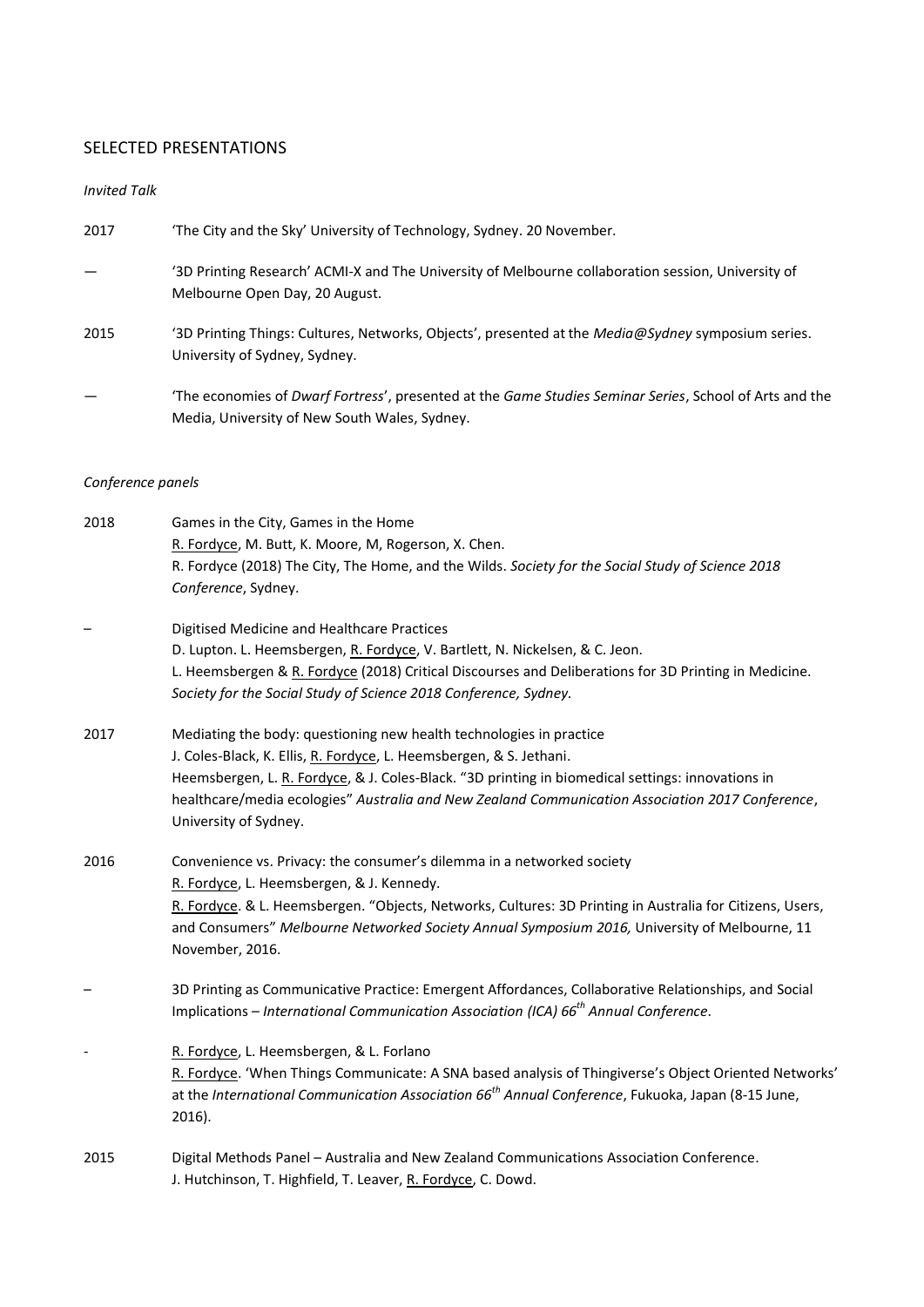## SELECTED PRESENTATIONS

*Invited Talk*

2017 'The City and the Sky' University of Technology, Sydney. 20 November.

— '3D Printing Research' ACMI-X and The University of Melbourne collaboration session, University of Melbourne Open Day, 20 August.

2015 '3D Printing Things: Cultures, Networks, Objects', presented at the *Media@Sydney* symposium series. University of Sydney, Sydney.

— 'The economies of *Dwarf Fortress*', presented at the *Game Studies Seminar Series*, School of Arts and the Media, University of New South Wales, Sydney.

*Conference panels*

2018 Games in the City, Games in the Home
R. Fordyce, M. Butt, K. Moore, M, Rogerson, X. Chen.
R. Fordyce (2018) The City, The Home, and the Wilds. *Society for the Social Study of Science 2018 Conference*, Sydney.

– Digitised Medicine and Healthcare Practices
D. Lupton. L. Heemsbergen, R. Fordyce, V. Bartlett, N. Nickelsen, & C. Jeon.
L. Heemsbergen & R. Fordyce (2018) Critical Discourses and Deliberations for 3D Printing in Medicine. *Society for the Social Study of Science 2018 Conference, Sydney*.

2017 Mediating the body: questioning new health technologies in practice
J. Coles-Black, K. Ellis, R. Fordyce, L. Heemsbergen, & S. Jethani.
Heemsbergen, L. R. Fordyce, & J. Coles-Black. "3D printing in biomedical settings: innovations in healthcare/media ecologies" *Australia and New Zealand Communication Association 2017 Conference*, University of Sydney.

2016 Convenience vs. Privacy: the consumer's dilemma in a networked society
R. Fordyce, L. Heemsbergen, & J. Kennedy.
R. Fordyce. & L. Heemsbergen. "Objects, Networks, Cultures: 3D Printing in Australia for Citizens, Users, and Consumers" *Melbourne Networked Society Annual Symposium 2016,* University of Melbourne, 11 November, 2016.

– 3D Printing as Communicative Practice: Emergent Affordances, Collaborative Relationships, and Social Implications – *International Communication Association (ICA) 66th Annual Conference*.

- R. Fordyce, L. Heemsbergen, & L. Forlano
R. Fordyce. 'When Things Communicate: A SNA based analysis of Thingiverse's Object Oriented Networks' at the *International Communication Association 66th Annual Conference*, Fukuoka, Japan (8-15 June, 2016).

2015 Digital Methods Panel – Australia and New Zealand Communications Association Conference.
J. Hutchinson, T. Highfield, T. Leaver, R. Fordyce, C. Dowd.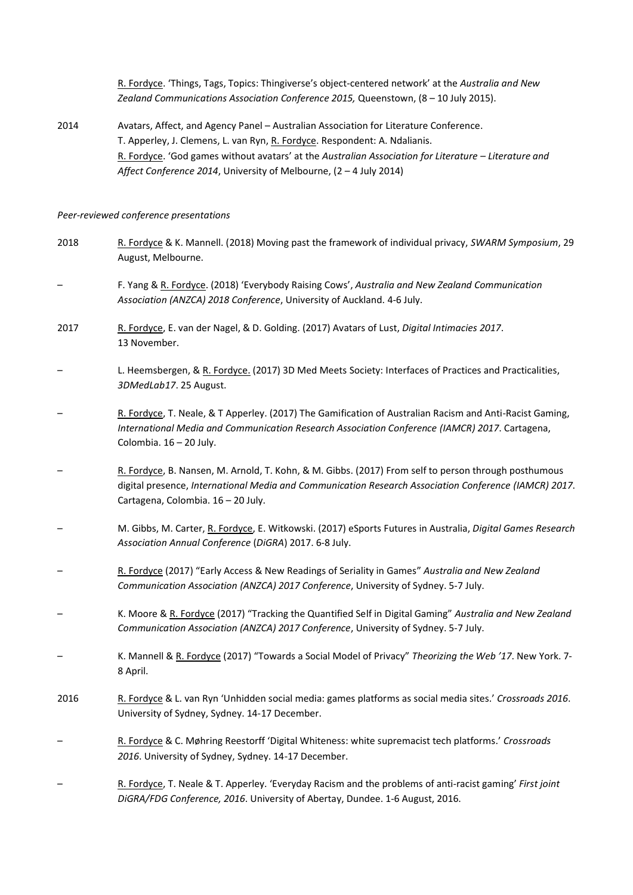R. Fordyce. 'Things, Tags, Topics: Thingiverse's object-centered network' at the *Australia and New Zealand Communications Association Conference 2015,* Queenstown, (8 – 10 July 2015).

2014 Avatars, Affect, and Agency Panel – Australian Association for Literature Conference.
T. Apperley, J. Clemens, L. van Ryn, R. Fordyce. Respondent: A. Ndalianis.
R. Fordyce. 'God games without avatars' at the *Australian Association for Literature – Literature and Affect Conference 2014*, University of Melbourne, (2 – 4 July 2014)

*Peer-reviewed conference presentations*

2018 R. Fordyce & K. Mannell. (2018) Moving past the framework of individual privacy, *SWARM Symposium*, 29 August, Melbourne.

– F. Yang & R. Fordyce. (2018) 'Everybody Raising Cows', *Australia and New Zealand Communication Association (ANZCA) 2018 Conference*, University of Auckland. 4-6 July.

2017 R. Fordyce, E. van der Nagel, & D. Golding. (2017) Avatars of Lust, *Digital Intimacies 2017*.
13 November.

– L. Heemsbergen, & R. Fordyce. (2017) 3D Med Meets Society: Interfaces of Practices and Practicalities, *3DMedLab17*. 25 August.

– R. Fordyce, T. Neale, & T Apperley. (2017) The Gamification of Australian Racism and Anti-Racist Gaming, *International Media and Communication Research Association Conference (IAMCR) 2017*. Cartagena, Colombia. 16 – 20 July.

– R. Fordyce, B. Nansen, M. Arnold, T. Kohn, & M. Gibbs. (2017) From self to person through posthumous digital presence, *International Media and Communication Research Association Conference (IAMCR) 2017.* Cartagena, Colombia. 16 – 20 July.

– M. Gibbs, M. Carter, R. Fordyce, E. Witkowski. (2017) eSports Futures in Australia, *Digital Games Research Association Annual Conference* (*DiGRA*) 2017. 6-8 July.

– R. Fordyce (2017) "Early Access & New Readings of Seriality in Games" *Australia and New Zealand Communication Association (ANZCA) 2017 Conference*, University of Sydney. 5-7 July.

– K. Moore & R. Fordyce (2017) "Tracking the Quantified Self in Digital Gaming" *Australia and New Zealand Communication Association (ANZCA) 2017 Conference*, University of Sydney. 5-7 July.

– K. Mannell & R. Fordyce (2017) "Towards a Social Model of Privacy" *Theorizing the Web '17*. New York. 7-8 April.

2016 R. Fordyce & L. van Ryn 'Unhidden social media: games platforms as social media sites.' *Crossroads 2016*. University of Sydney, Sydney. 14-17 December.

– R. Fordyce & C. Møhring Reestorff 'Digital Whiteness: white supremacist tech platforms.' *Crossroads 2016*. University of Sydney, Sydney. 14-17 December.

– R. Fordyce, T. Neale & T. Apperley. 'Everyday Racism and the problems of anti-racist gaming' *First joint DiGRA/FDG Conference, 2016*. University of Abertay, Dundee. 1-6 August, 2016.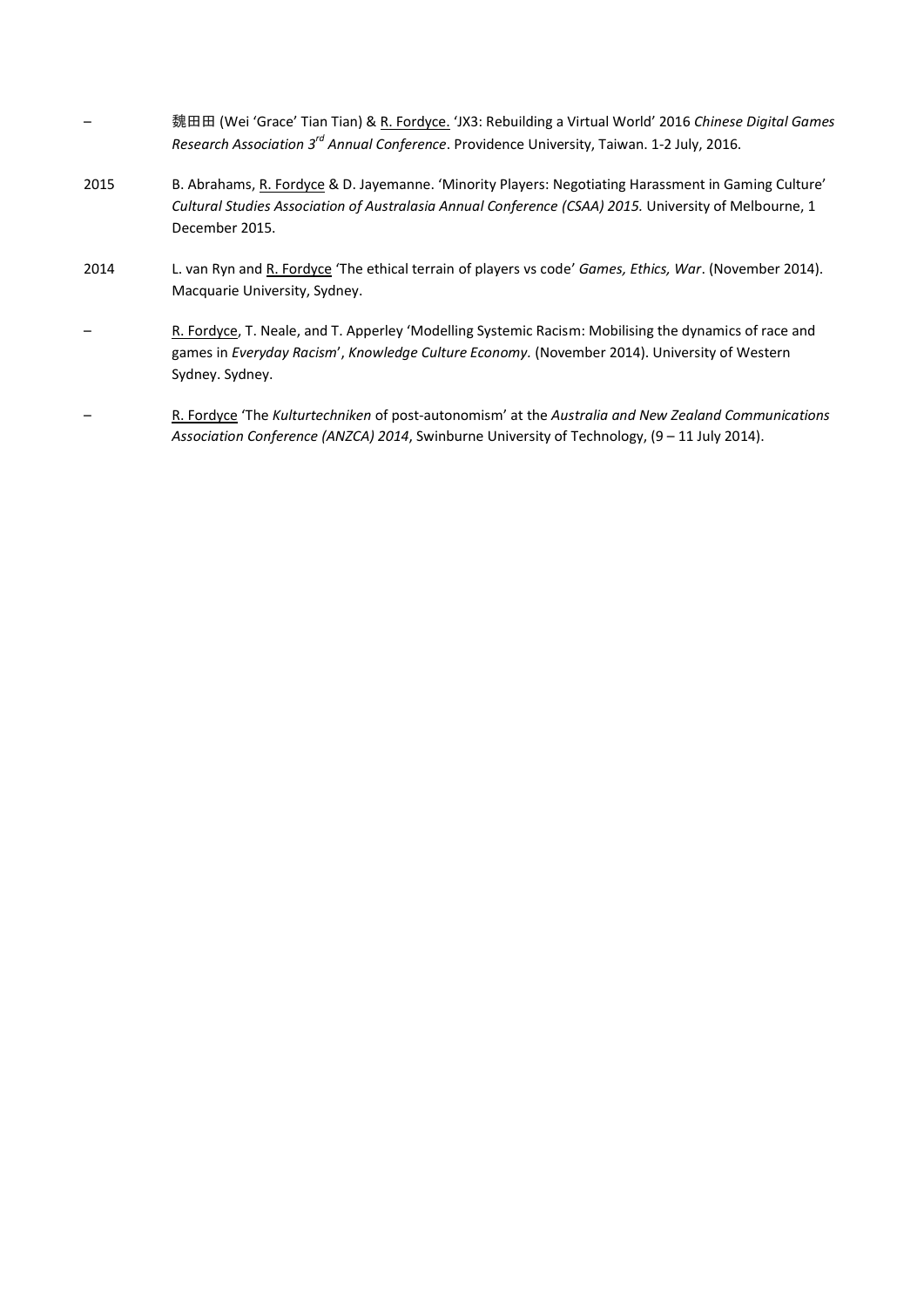| | |
|---|---|
| – | 魏田田 (Wei 'Grace' Tian Tian) & R. Fordyce. 'JX3: Rebuilding a Virtual World' 2016 *Chinese Digital Games Research Association 3rd Annual Conference*. Providence University, Taiwan. 1-2 July, 2016. |
| 2015 | B. Abrahams, R. Fordyce & D. Jayemanne. 'Minority Players: Negotiating Harassment in Gaming Culture' *Cultural Studies Association of Australasia Annual Conference (CSAA) 2015.* University of Melbourne, 1 December 2015. |
| 2014 | L. van Ryn and R. Fordyce 'The ethical terrain of players vs code' *Games, Ethics, War*. (November 2014). Macquarie University, Sydney. |
| – | R. Fordyce, T. Neale, and T. Apperley 'Modelling Systemic Racism: Mobilising the dynamics of race and games in *Everyday Racism*', *Knowledge Culture Economy.* (November 2014). University of Western Sydney. Sydney. |
| – | R. Fordyce 'The *Kulturtechniken* of post-autonomism' at the *Australia and New Zealand Communications Association Conference (ANZCA) 2014*, Swinburne University of Technology, (9 – 11 July 2014). |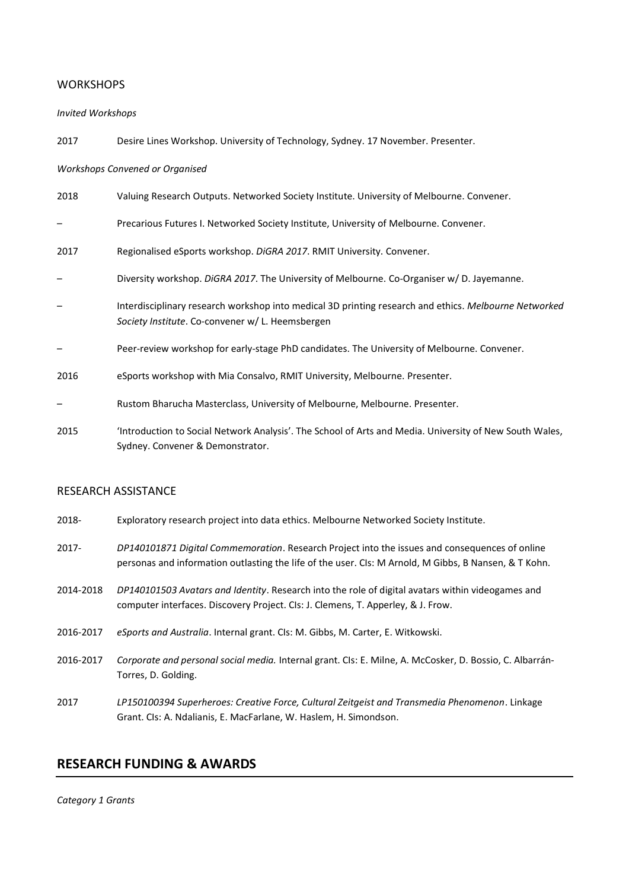## WORKSHOPS

*Invited Workshops*

2017 Desire Lines Workshop. University of Technology, Sydney. 17 November. Presenter.

*Workshops Convened or Organised*

2018 Valuing Research Outputs. Networked Society Institute. University of Melbourne. Convener.

– Precarious Futures I. Networked Society Institute, University of Melbourne. Convener.

2017 Regionalised eSports workshop. *DiGRA 2017*. RMIT University. Convener.

– Diversity workshop. *DiGRA 2017*. The University of Melbourne. Co-Organiser w/ D. Jayemanne.

– Interdisciplinary research workshop into medical 3D printing research and ethics. *Melbourne Networked Society Institute*. Co-convener w/ L. Heemsbergen

– Peer-review workshop for early-stage PhD candidates. The University of Melbourne. Convener.

2016 eSports workshop with Mia Consalvo, RMIT University, Melbourne. Presenter.

– Rustom Bharucha Masterclass, University of Melbourne, Melbourne. Presenter.

2015 'Introduction to Social Network Analysis'. The School of Arts and Media. University of New South Wales, Sydney. Convener & Demonstrator.

## RESEARCH ASSISTANCE

2018- Exploratory research project into data ethics. Melbourne Networked Society Institute.

2017- *DP140101871 Digital Commemoration*. Research Project into the issues and consequences of online personas and information outlasting the life of the user. CIs: M Arnold, M Gibbs, B Nansen, & T Kohn.

2014-2018 *DP140101503 Avatars and Identity*. Research into the role of digital avatars within videogames and computer interfaces. Discovery Project. CIs: J. Clemens, T. Apperley, & J. Frow.

2016-2017 *eSports and Australia*. Internal grant. CIs: M. Gibbs, M. Carter, E. Witkowski.

2016-2017 *Corporate and personal social media.* Internal grant. CIs: E. Milne, A. McCosker, D. Bossio, C. Albarrán-Torres, D. Golding.

2017 *LP150100394 Superheroes: Creative Force, Cultural Zeitgeist and Transmedia Phenomenon*. Linkage Grant. CIs: A. Ndalianis, E. MacFarlane, W. Haslem, H. Simondson.

# RESEARCH FUNDING & AWARDS

*Category 1 Grants*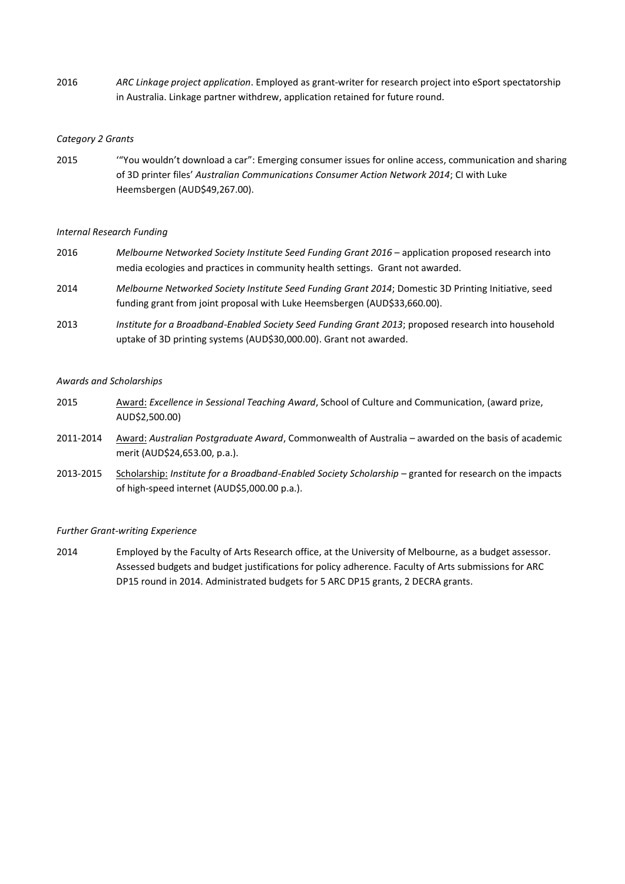2016 *ARC Linkage project application*. Employed as grant-writer for research project into eSport spectatorship in Australia. Linkage partner withdrew, application retained for future round.

*Category 2 Grants*

2015 '"You wouldn't download a car": Emerging consumer issues for online access, communication and sharing of 3D printer files' *Australian Communications Consumer Action Network 2014*; CI with Luke Heemsbergen (AUD$49,267.00).

*Internal Research Funding*

2016 *Melbourne Networked Society Institute Seed Funding Grant 2016* – application proposed research into media ecologies and practices in community health settings. Grant not awarded.

2014 *Melbourne Networked Society Institute Seed Funding Grant 2014*; Domestic 3D Printing Initiative, seed funding grant from joint proposal with Luke Heemsbergen (AUD$33,660.00).

2013 *Institute for a Broadband-Enabled Society Seed Funding Grant 2013*; proposed research into household uptake of 3D printing systems (AUD$30,000.00). Grant not awarded.

*Awards and Scholarships*

2015 Award: *Excellence in Sessional Teaching Award*, School of Culture and Communication, (award prize, AUD$2,500.00)

2011-2014 Award: *Australian Postgraduate Award*, Commonwealth of Australia – awarded on the basis of academic merit (AUD$24,653.00, p.a.).

2013-2015 Scholarship: *Institute for a Broadband-Enabled Society Scholarship* – granted for research on the impacts of high-speed internet (AUD$5,000.00 p.a.).

*Further Grant-writing Experience*

2014 Employed by the Faculty of Arts Research office, at the University of Melbourne, as a budget assessor. Assessed budgets and budget justifications for policy adherence. Faculty of Arts submissions for ARC DP15 round in 2014. Administrated budgets for 5 ARC DP15 grants, 2 DECRA grants.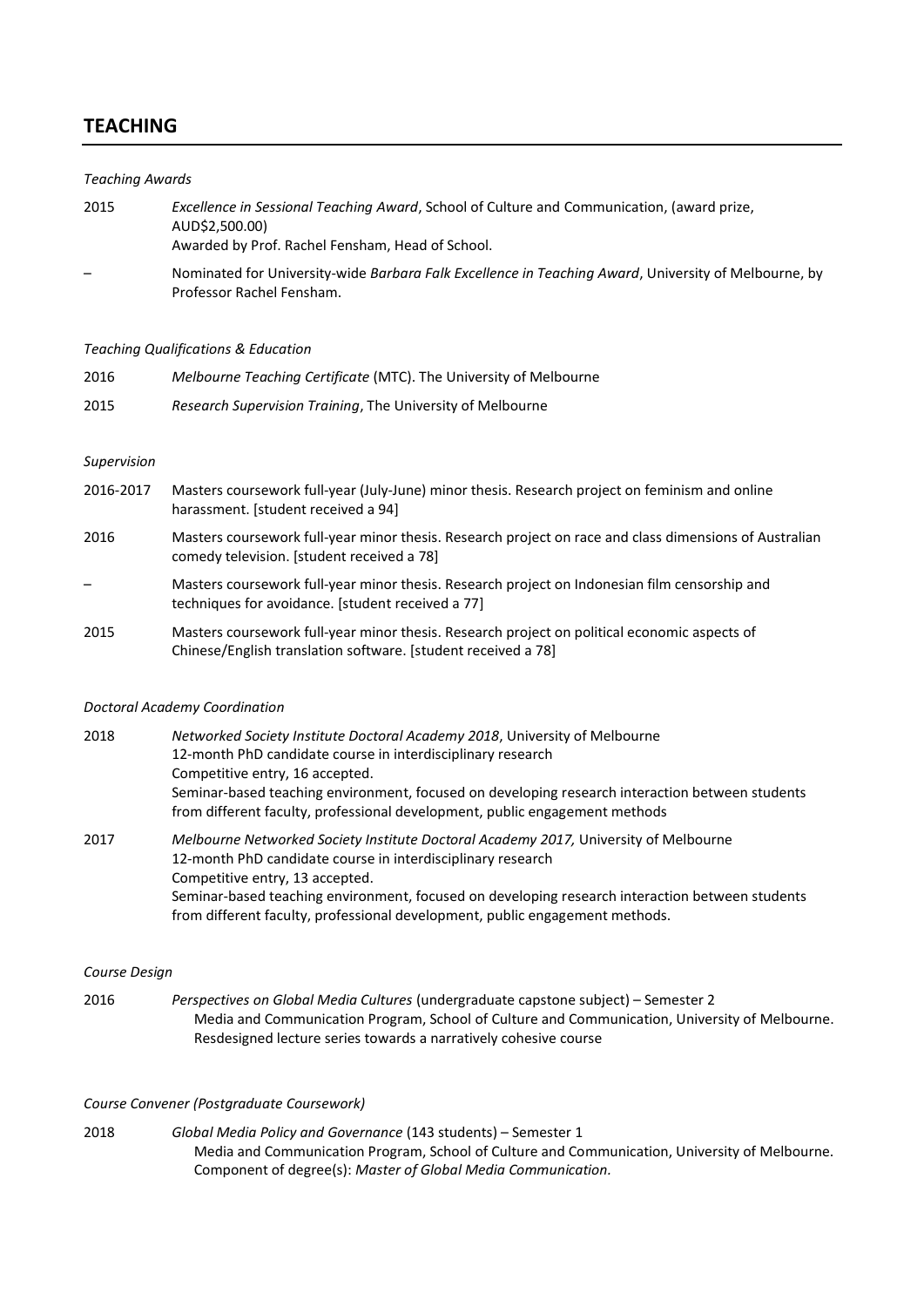## TEACHING

*Teaching Awards*

2015 — *Excellence in Sessional Teaching Award*, School of Culture and Communication, (award prize, AUD$2,500.00)
Awarded by Prof. Rachel Fensham, Head of School.

– Nominated for University-wide *Barbara Falk Excellence in Teaching Award*, University of Melbourne, by Professor Rachel Fensham.

*Teaching Qualifications & Education*

2016 — *Melbourne Teaching Certificate* (MTC). The University of Melbourne

2015 — *Research Supervision Training*, The University of Melbourne

*Supervision*

2016-2017 — Masters coursework full-year (July-June) minor thesis. Research project on feminism and online harassment. [student received a 94]

2016 — Masters coursework full-year minor thesis. Research project on race and class dimensions of Australian comedy television. [student received a 78]

– Masters coursework full-year minor thesis. Research project on Indonesian film censorship and techniques for avoidance. [student received a 77]

2015 — Masters coursework full-year minor thesis. Research project on political economic aspects of Chinese/English translation software. [student received a 78]

*Doctoral Academy Coordination*

2018 — *Networked Society Institute Doctoral Academy 2018*, University of Melbourne
12-month PhD candidate course in interdisciplinary research
Competitive entry, 16 accepted.
Seminar-based teaching environment, focused on developing research interaction between students from different faculty, professional development, public engagement methods

2017 — *Melbourne Networked Society Institute Doctoral Academy 2017,* University of Melbourne
12-month PhD candidate course in interdisciplinary research
Competitive entry, 13 accepted.
Seminar-based teaching environment, focused on developing research interaction between students from different faculty, professional development, public engagement methods.

*Course Design*

2016 — *Perspectives on Global Media Cultures* (undergraduate capstone subject) – Semester 2
Media and Communication Program, School of Culture and Communication, University of Melbourne.
Resdesigned lecture series towards a narratively cohesive course

*Course Convener (Postgraduate Coursework)*

2018 — *Global Media Policy and Governance* (143 students) – Semester 1
Media and Communication Program, School of Culture and Communication, University of Melbourne.
Component of degree(s): *Master of Global Media Communication.*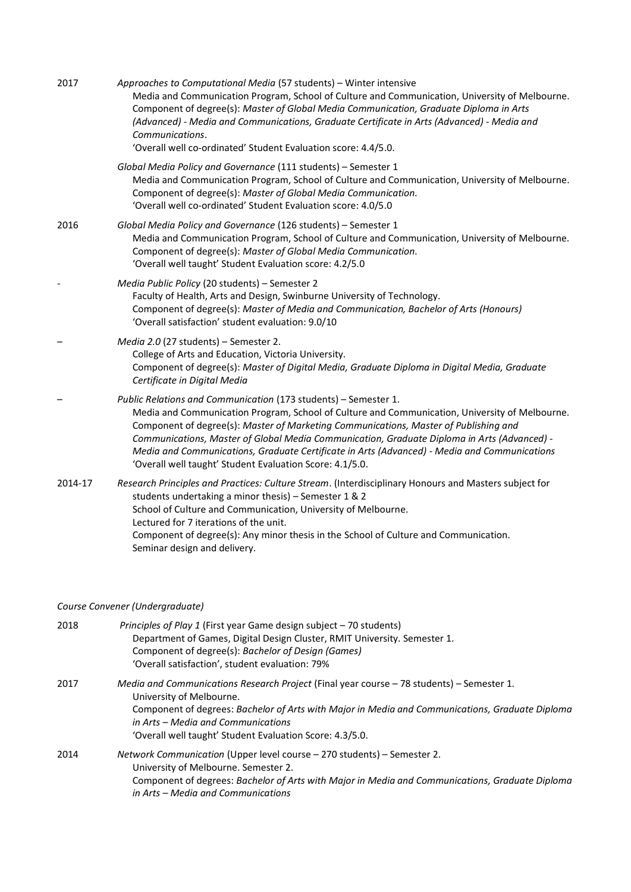2017 *Approaches to Computational Media* (57 students) – Winter intensive
Media and Communication Program, School of Culture and Communication, University of Melbourne.
Component of degree(s): *Master of Global Media Communication, Graduate Diploma in Arts (Advanced) - Media and Communications, Graduate Certificate in Arts (Advanced) - Media and Communications*.
'Overall well co-ordinated' Student Evaluation score: 4.4/5.0.

*Global Media Policy and Governance* (111 students) – Semester 1
Media and Communication Program, School of Culture and Communication, University of Melbourne.
Component of degree(s): *Master of Global Media Communication.*
'Overall well co-ordinated' Student Evaluation score: 4.0/5.0

2016 *Global Media Policy and Governance* (126 students) – Semester 1
Media and Communication Program, School of Culture and Communication, University of Melbourne.
Component of degree(s): *Master of Global Media Communication.*
'Overall well taught' Student Evaluation score: 4.2/5.0

\- *Media Public Policy* (20 students) – Semester 2
Faculty of Health, Arts and Design, Swinburne University of Technology.
Component of degree(s): *Master of Media and Communication, Bachelor of Arts (Honours)*
'Overall satisfaction' student evaluation: 9.0/10

– *Media 2.0* (27 students) – Semester 2.
College of Arts and Education, Victoria University.
Component of degree(s): *Master of Digital Media, Graduate Diploma in Digital Media, Graduate Certificate in Digital Media*

– *Public Relations and Communication* (173 students) – Semester 1.
Media and Communication Program, School of Culture and Communication, University of Melbourne.
Component of degree(s): *Master of Marketing Communications, Master of Publishing and Communications, Master of Global Media Communication, Graduate Diploma in Arts (Advanced) - Media and Communications, Graduate Certificate in Arts (Advanced) - Media and Communications*
'Overall well taught' Student Evaluation Score: 4.1/5.0.

2014-17 *Research Principles and Practices: Culture Stream*. (Interdisciplinary Honours and Masters subject for students undertaking a minor thesis) – Semester 1 & 2
School of Culture and Communication, University of Melbourne.
Lectured for 7 iterations of the unit.
Component of degree(s): Any minor thesis in the School of Culture and Communication.
Seminar design and delivery.

*Course Convener (Undergraduate)*

2018 *Principles of Play 1* (First year Game design subject – 70 students)
Department of Games, Digital Design Cluster, RMIT University. Semester 1.
Component of degree(s): *Bachelor of Design (Games)*
'Overall satisfaction', student evaluation: 79%

2017 *Media and Communications Research Project* (Final year course – 78 students) – Semester 1.
University of Melbourne.
Component of degrees: *Bachelor of Arts with Major in Media and Communications, Graduate Diploma in Arts – Media and Communications*
'Overall well taught' Student Evaluation Score: 4.3/5.0.

2014 *Network Communication* (Upper level course – 270 students) – Semester 2.
University of Melbourne. Semester 2.
Component of degrees: *Bachelor of Arts with Major in Media and Communications, Graduate Diploma in Arts – Media and Communications*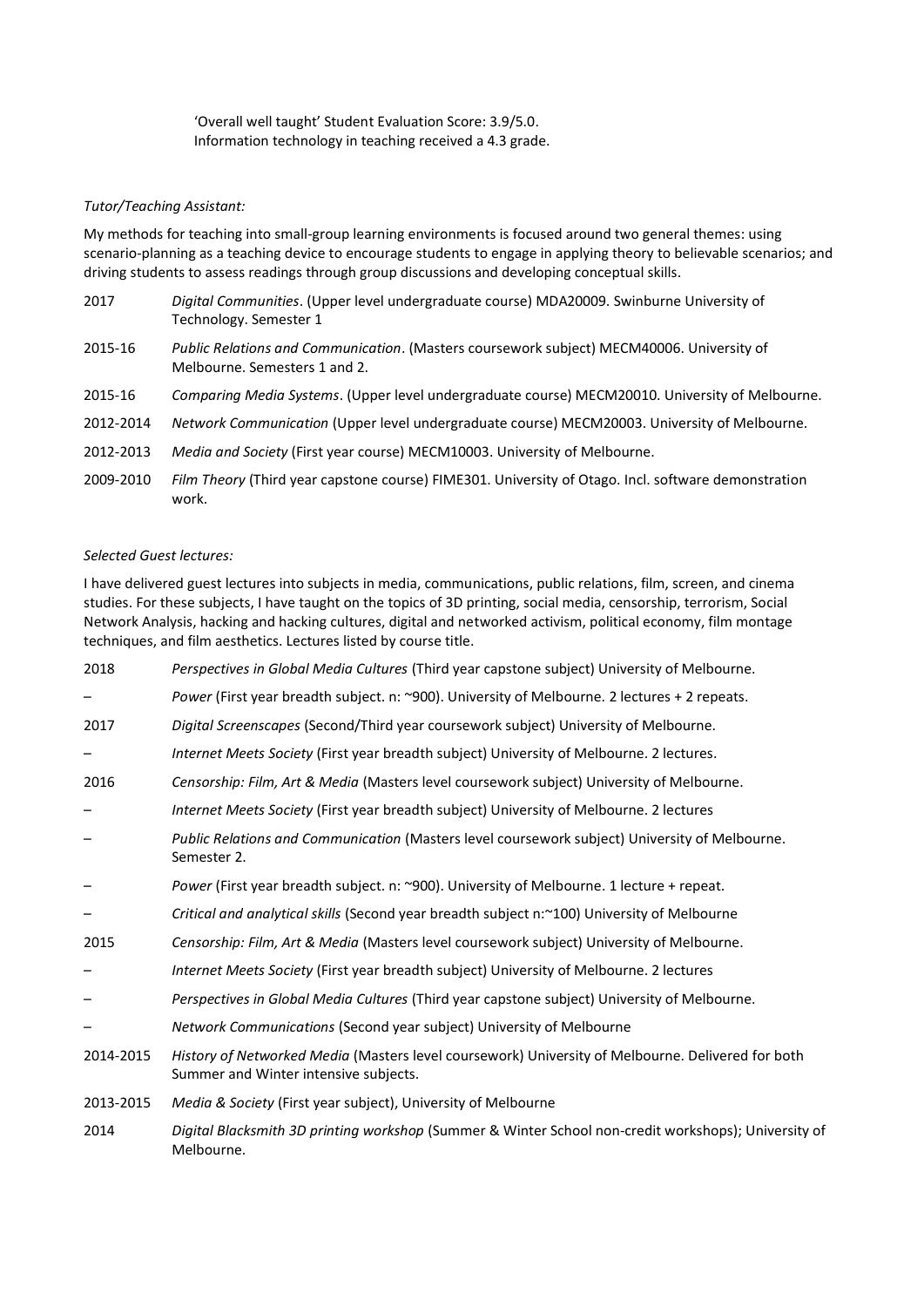'Overall well taught' Student Evaluation Score: 3.9/5.0.
Information technology in teaching received a 4.3 grade.

*Tutor/Teaching Assistant:*

My methods for teaching into small-group learning environments is focused around two general themes: using scenario-planning as a teaching device to encourage students to engage in applying theory to believable scenarios; and driving students to assess readings through group discussions and developing conceptual skills.

| | |
|---|---|
| 2017 | *Digital Communities*. (Upper level undergraduate course) MDA20009. Swinburne University of Technology. Semester 1 |
| 2015-16 | *Public Relations and Communication*. (Masters coursework subject) MECM40006. University of Melbourne. Semesters 1 and 2. |
| 2015-16 | *Comparing Media Systems*. (Upper level undergraduate course) MECM20010. University of Melbourne. |
| 2012-2014 | *Network Communication* (Upper level undergraduate course) MECM20003. University of Melbourne. |
| 2012-2013 | *Media and Society* (First year course) MECM10003. University of Melbourne. |
| 2009-2010 | *Film Theory* (Third year capstone course) FIME301. University of Otago. Incl. software demonstration work. |

*Selected Guest lectures:*

I have delivered guest lectures into subjects in media, communications, public relations, film, screen, and cinema studies. For these subjects, I have taught on the topics of 3D printing, social media, censorship, terrorism, Social Network Analysis, hacking and hacking cultures, digital and networked activism, political economy, film montage techniques, and film aesthetics. Lectures listed by course title.

| | |
|---|---|
| 2018 | *Perspectives in Global Media Cultures* (Third year capstone subject) University of Melbourne. |
| – | *Power* (First year breadth subject. n: ~900). University of Melbourne. 2 lectures + 2 repeats. |
| 2017 | *Digital Screenscapes* (Second/Third year coursework subject) University of Melbourne. |
| – | *Internet Meets Society* (First year breadth subject) University of Melbourne. 2 lectures. |
| 2016 | *Censorship: Film, Art & Media* (Masters level coursework subject) University of Melbourne. |
| – | *Internet Meets Society* (First year breadth subject) University of Melbourne. 2 lectures |
| – | *Public Relations and Communication* (Masters level coursework subject) University of Melbourne. Semester 2. |
| – | *Power* (First year breadth subject. n: ~900). University of Melbourne. 1 lecture + repeat. |
| – | *Critical and analytical skills* (Second year breadth subject n:~100) University of Melbourne |
| 2015 | *Censorship: Film, Art & Media* (Masters level coursework subject) University of Melbourne. |
| – | *Internet Meets Society* (First year breadth subject) University of Melbourne. 2 lectures |
| – | *Perspectives in Global Media Cultures* (Third year capstone subject) University of Melbourne. |
| – | *Network Communications* (Second year subject) University of Melbourne |
| 2014-2015 | *History of Networked Media* (Masters level coursework) University of Melbourne. Delivered for both Summer and Winter intensive subjects. |
| 2013-2015 | *Media & Society* (First year subject), University of Melbourne |
| 2014 | *Digital Blacksmith 3D printing workshop* (Summer & Winter School non-credit workshops); University of Melbourne. |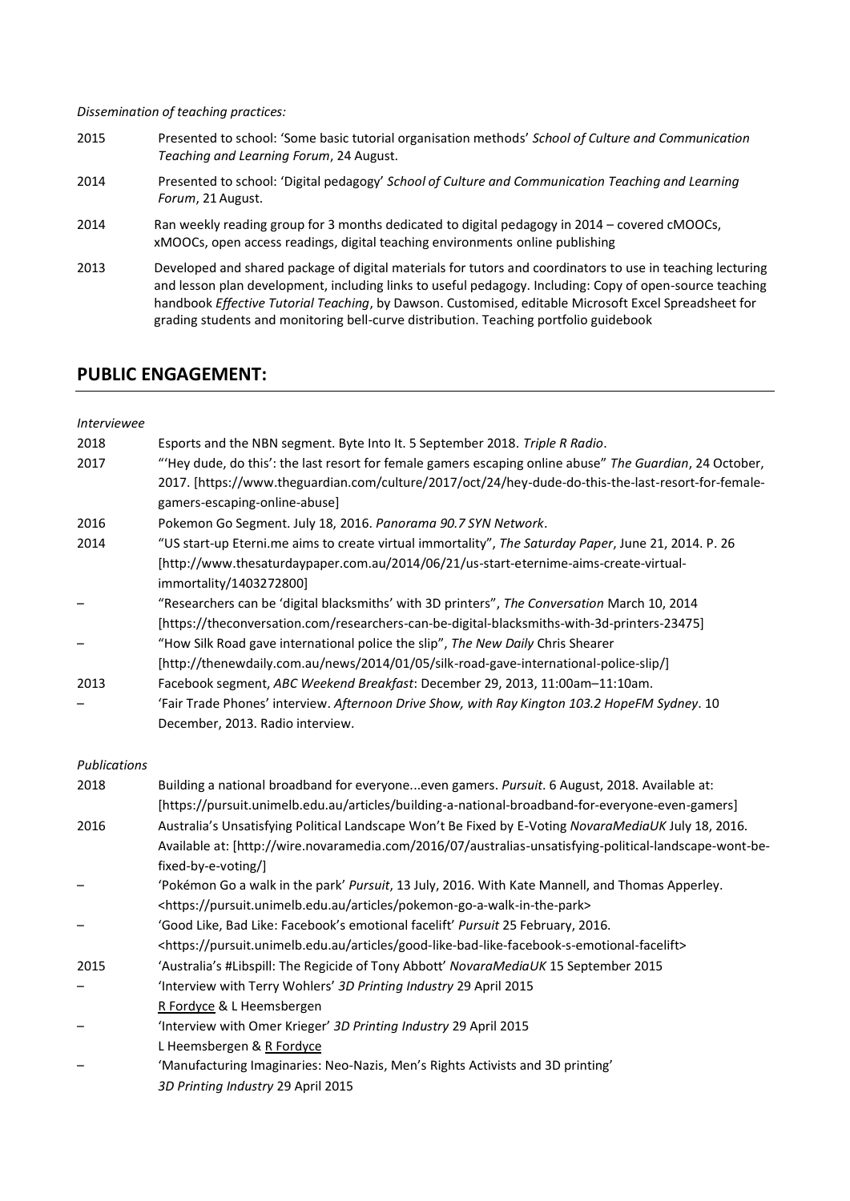*Dissemination of teaching practices:*

| | |
|---|---|
| 2015 | Presented to school: 'Some basic tutorial organisation methods' *School of Culture and Communication Teaching and Learning Forum*, 24 August. |
| 2014 | Presented to school: 'Digital pedagogy' *School of Culture and Communication Teaching and Learning Forum*, 21 August. |
| 2014 | Ran weekly reading group for 3 months dedicated to digital pedagogy in 2014 – covered cMOOCs, xMOOCs, open access readings, digital teaching environments online publishing |
| 2013 | Developed and shared package of digital materials for tutors and coordinators to use in teaching lecturing and lesson plan development, including links to useful pedagogy. Including: Copy of open-source teaching handbook *Effective Tutorial Teaching*, by Dawson. Customised, editable Microsoft Excel Spreadsheet for grading students and monitoring bell-curve distribution. Teaching portfolio guidebook |

## PUBLIC ENGAGEMENT:

*Interviewee*

| | |
|---|---|
| 2018 | Esports and the NBN segment. Byte Into It. 5 September 2018. *Triple R Radio*. |
| 2017 | "'Hey dude, do this': the last resort for female gamers escaping online abuse" *The Guardian*, 24 October, 2017. [https://www.theguardian.com/culture/2017/oct/24/hey-dude-do-this-the-last-resort-for-female-gamers-escaping-online-abuse] |
| 2016 | Pokemon Go Segment. July 18, 2016. *Panorama 90.7 SYN Network*. |
| 2014 | "US start-up Eterni.me aims to create virtual immortality", *The Saturday Paper*, June 21, 2014. P. 26 [http://www.thesaturdaypaper.com.au/2014/06/21/us-start-eternime-aims-create-virtual-immortality/1403272800] |
| – | "Researchers can be 'digital blacksmiths' with 3D printers", *The Conversation* March 10, 2014 [https://theconversation.com/researchers-can-be-digital-blacksmiths-with-3d-printers-23475] |
| – | "How Silk Road gave international police the slip", *The New Daily* Chris Shearer [http://thenewdaily.com.au/news/2014/01/05/silk-road-gave-international-police-slip/] |
| 2013 | Facebook segment, *ABC Weekend Breakfast*: December 29, 2013, 11:00am–11:10am. |
| – | 'Fair Trade Phones' interview. *Afternoon Drive Show, with Ray Kington 103.2 HopeFM Sydney*. 10 December, 2013. Radio interview. |

*Publications*

| | |
|---|---|
| 2018 | Building a national broadband for everyone...even gamers. *Pursuit*. 6 August, 2018. Available at: [https://pursuit.unimelb.edu.au/articles/building-a-national-broadband-for-everyone-even-gamers] |
| 2016 | Australia's Unsatisfying Political Landscape Won't Be Fixed by E-Voting *NovaraMediaUK* July 18, 2016. Available at: [http://wire.novaramedia.com/2016/07/australias-unsatisfying-political-landscape-wont-be-fixed-by-e-voting/] |
| – | 'Pokémon Go a walk in the park' *Pursuit*, 13 July, 2016. With Kate Mannell, and Thomas Apperley. <https://pursuit.unimelb.edu.au/articles/pokemon-go-a-walk-in-the-park> |
| – | 'Good Like, Bad Like: Facebook's emotional facelift' *Pursuit* 25 February, 2016. <https://pursuit.unimelb.edu.au/articles/good-like-bad-like-facebook-s-emotional-facelift> |
| 2015 | 'Australia's #Libspill: The Regicide of Tony Abbott' *NovaraMediaUK* 15 September 2015 |
| – | 'Interview with Terry Wohlers' *3D Printing Industry* 29 April 2015<br>R Fordyce & L Heemsbergen |
| – | 'Interview with Omer Krieger' *3D Printing Industry* 29 April 2015<br>L Heemsbergen & R Fordyce |
| – | 'Manufacturing Imaginaries: Neo-Nazis, Men's Rights Activists and 3D printing'<br>*3D Printing Industry* 29 April 2015 |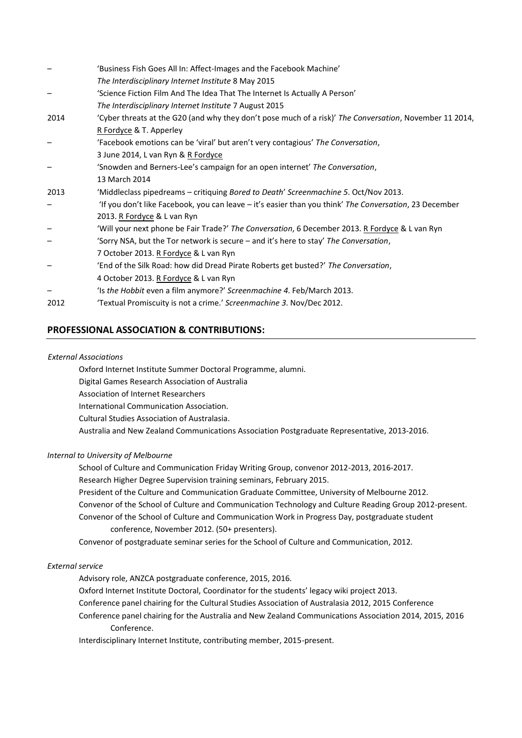| | |
|---|---|
| – | 'Business Fish Goes All In: Affect-Images and the Facebook Machine' *The Interdisciplinary Internet Institute* 8 May 2015 |
| – | 'Science Fiction Film And The Idea That The Internet Is Actually A Person' *The Interdisciplinary Internet Institute* 7 August 2015 |
| 2014 | 'Cyber threats at the G20 (and why they don't pose much of a risk)' *The Conversation*, November 11 2014, R Fordyce & T. Apperley |
| – | 'Facebook emotions can be 'viral' but aren't very contagious' *The Conversation*, 3 June 2014, L van Ryn & R Fordyce |
| – | 'Snowden and Berners-Lee's campaign for an open internet' *The Conversation*, 13 March 2014 |
| 2013 | 'Middleclass pipedreams – critiquing *Bored to Death*' *Screenmachine 5*. Oct/Nov 2013. |
| – | 'If you don't like Facebook, you can leave – it's easier than you think' *The Conversation*, 23 December 2013. R Fordyce & L van Ryn |
| – | 'Will your next phone be Fair Trade?' *The Conversation*, 6 December 2013. R Fordyce & L van Ryn |
| – | 'Sorry NSA, but the Tor network is secure – and it's here to stay' *The Conversation*, 7 October 2013. R Fordyce & L van Ryn |
| – | 'End of the Silk Road: how did Dread Pirate Roberts get busted?' *The Conversation*, 4 October 2013. R Fordyce & L van Ryn |
| – | 'Is *the Hobbit* even a film anymore?' *Screenmachine 4*. Feb/March 2013. |
| 2012 | 'Textual Promiscuity is not a crime.' *Screenmachine 3*. Nov/Dec 2012. |

## PROFESSIONAL ASSOCIATION & CONTRIBUTIONS:

*External Associations*

Oxford Internet Institute Summer Doctoral Programme, alumni.
Digital Games Research Association of Australia
Association of Internet Researchers
International Communication Association.
Cultural Studies Association of Australasia.
Australia and New Zealand Communications Association Postgraduate Representative, 2013-2016.

*Internal to University of Melbourne*

School of Culture and Communication Friday Writing Group, convenor 2012-2013, 2016-2017.
Research Higher Degree Supervision training seminars, February 2015.
President of the Culture and Communication Graduate Committee, University of Melbourne 2012.
Convenor of the School of Culture and Communication Technology and Culture Reading Group 2012-present.
Convenor of the School of Culture and Communication Work in Progress Day, postgraduate student conference, November 2012. (50+ presenters).
Convenor of postgraduate seminar series for the School of Culture and Communication, 2012.

*External service*

Advisory role, ANZCA postgraduate conference, 2015, 2016.
Oxford Internet Institute Doctoral, Coordinator for the students' legacy wiki project 2013.
Conference panel chairing for the Cultural Studies Association of Australasia 2012, 2015 Conference
Conference panel chairing for the Australia and New Zealand Communications Association 2014, 2015, 2016 Conference.
Interdisciplinary Internet Institute, contributing member, 2015-present.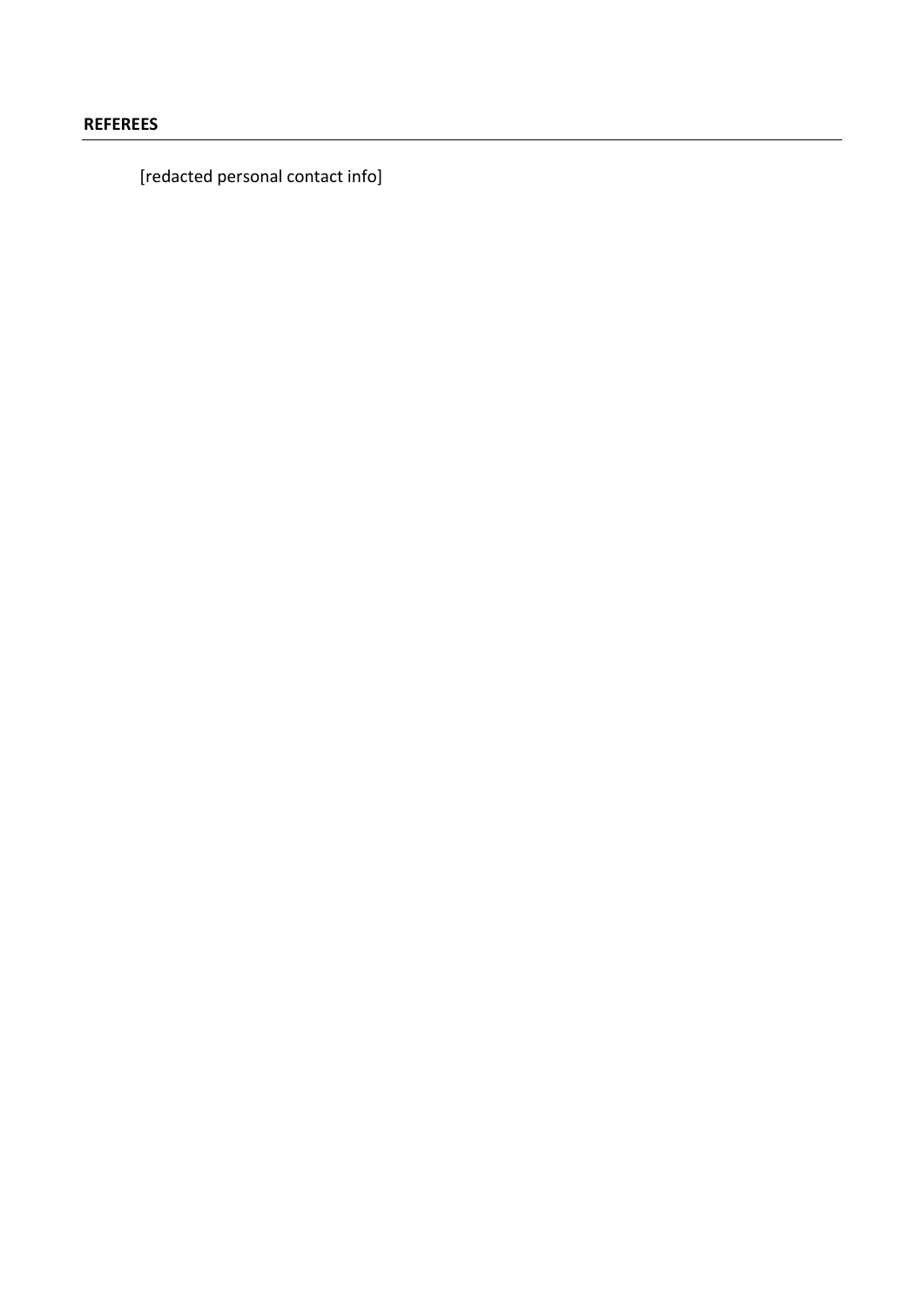**REFEREES**

[redacted personal contact info]